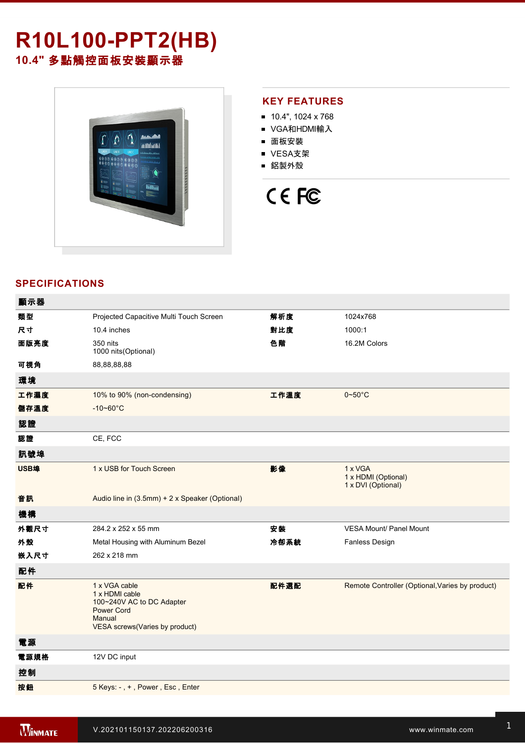# R10L100-PPT2(HB)

## 10.4" 多點觸控面板安裝顯示器

## KEY FEATURES

- 10.4", 1024 x 768
- VGA和HDMI輸入
- 面板安裝
- VESA支架
- 鋁製外殼

## SPECIFICATIONS

| 顯示器 | | | |
|---|---|---|---|
| 類型 | Projected Capacitive Multi Touch Screen | 解析度 | 1024x768 |
| 尺寸 | 10.4 inches | 對比度 | 1000:1 |
| 面版亮度 | 350 nits<br>1000 nits(Optional) | 色階 | 16.2M Colors |
| 可視角 | 88,88,88,88 | | |
| **環境** | | | |
| 工作濕度 | 10% to 90% (non-condensing) | 工作溫度 | 0~50°C |
| 儲存溫度 | -10~60°C | | |
| **認證** | | | |
| 認證 | CE, FCC | | |
| **訊號埠** | | | |
| USB埠 | 1 x USB for Touch Screen | 影像 | 1 x VGA<br>1 x HDMI (Optional)<br>1 x DVI (Optional) |
| 音訊 | Audio line in (3.5mm) + 2 x Speaker (Optional) | | |
| **機構** | | | |
| 外觀尺寸 | 284.2 x 252 x 55 mm | 安裝 | VESA Mount/ Panel Mount |
| 外殼 | Metal Housing with Aluminum Bezel | 冷卻系統 | Fanless Design |
| 嵌入尺寸 | 262 x 218 mm | | |
| **配件** | | | |
| 配件 | 1 x VGA cable<br>1 x HDMI cable<br>100~240V AC to DC Adapter<br>Power Cord<br>Manual<br>VESA screws(Varies by product) | 配件選配 | Remote Controller (Optional,Varies by product) |
| **電源** | | | |
| 電源規格 | 12V DC input | | |
| **控制** | | | |
| 按鈕 | 5 Keys: - , + , Power , Esc , Enter | | |

V.202101150137.202206200316

www.winmate.com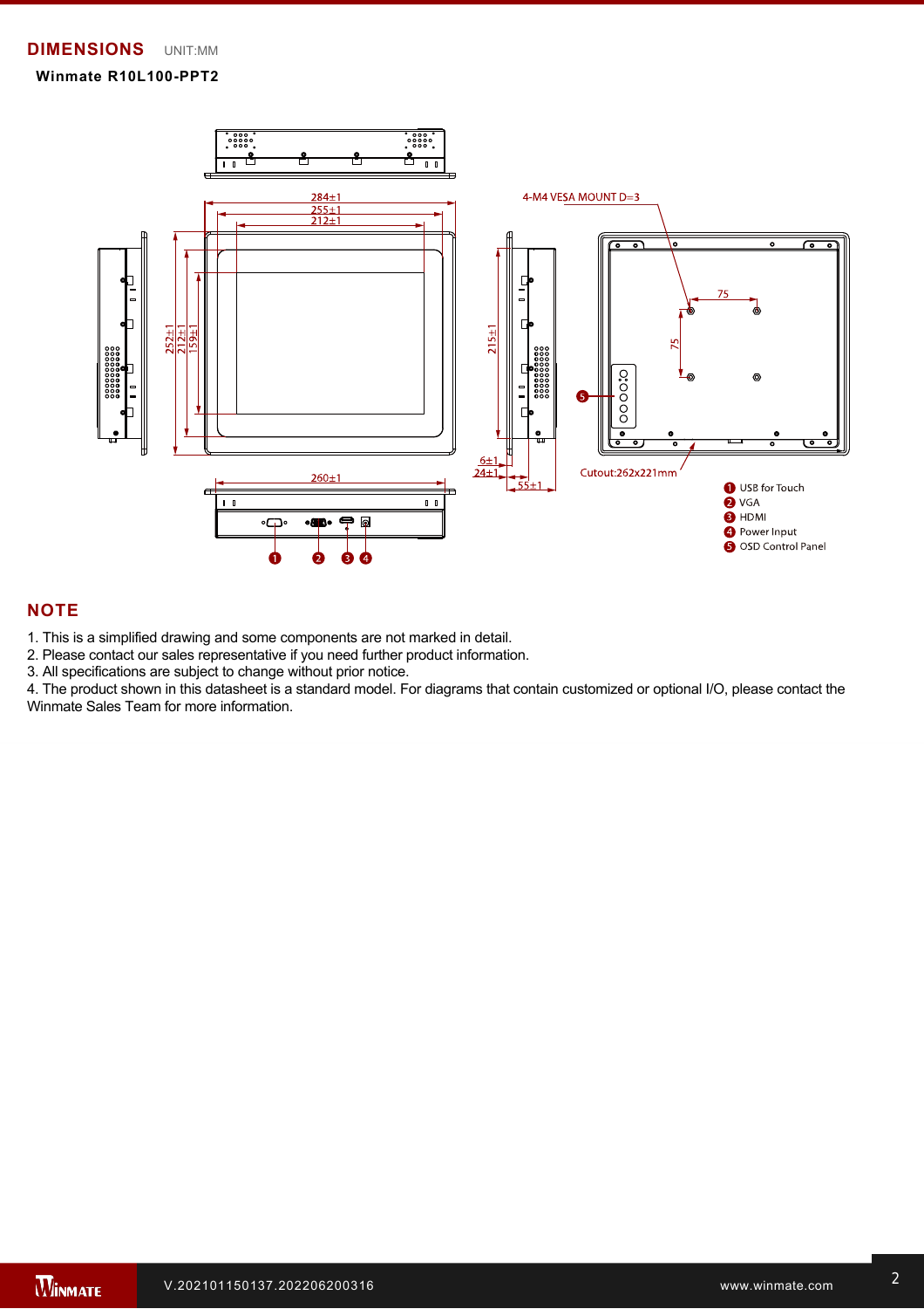## DIMENSIONS UNIT:MM

**Winmate R10L100-PPT2**

284±1
255±1
212±1
252±1
212±1
159±1
215±1
6±1
24±1
55±1
260±1
4-M4 VESA MOUNT D=3
75
75
Cutout:262x221mm

1. USB for Touch
2. VGA
3. HDMI
4. Power Input
5. OSD Control Panel

## NOTE

1. This is a simplified drawing and some components are not marked in detail.
2. Please contact our sales representative if you need further product information.
3. All specifications are subject to change without prior notice.
4. The product shown in this datasheet is a standard model. For diagrams that contain customized or optional I/O, please contact the Winmate Sales Team for more information.